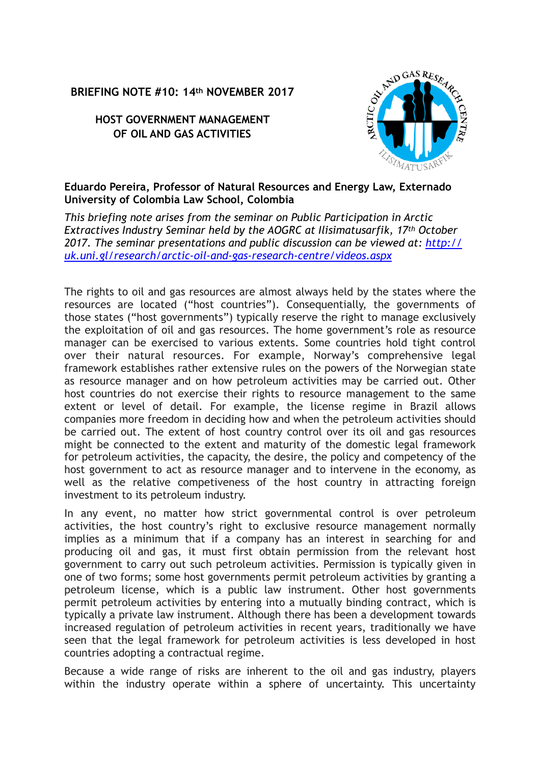**BRIEFING NOTE #10: 14th NOVEMBER 2017**

# HOST GOVERNMENT MANAGEMENT OF OIL AND GAS ACTIVITIES

**Eduardo Pereira, Professor of Natural Resources and Energy Law, Externado University of Colombia Law School, Colombia**

*This briefing note arises from the seminar on Public Participation in Arctic Extractives Industry Seminar held by the AOGRC at Ilisimatusarfik, 17th October 2017. The seminar presentations and public discussion can be viewed at: [http://uk.uni.gl/research/arctic-oil-and-gas-research-centre/videos.aspx](http://uk.uni.gl/research/arctic-oil-and-gas-research-centre/videos.aspx)*

The rights to oil and gas resources are almost always held by the states where the resources are located ("host countries"). Consequentially, the governments of those states ("host governments") typically reserve the right to manage exclusively the exploitation of oil and gas resources. The home government's role as resource manager can be exercised to various extents. Some countries hold tight control over their natural resources. For example, Norway's comprehensive legal framework establishes rather extensive rules on the powers of the Norwegian state as resource manager and on how petroleum activities may be carried out. Other host countries do not exercise their rights to resource management to the same extent or level of detail. For example, the license regime in Brazil allows companies more freedom in deciding how and when the petroleum activities should be carried out. The extent of host country control over its oil and gas resources might be connected to the extent and maturity of the domestic legal framework for petroleum activities, the capacity, the desire, the policy and competency of the host government to act as resource manager and to intervene in the economy, as well as the relative competiveness of the host country in attracting foreign investment to its petroleum industry.

In any event, no matter how strict governmental control is over petroleum activities, the host country's right to exclusive resource management normally implies as a minimum that if a company has an interest in searching for and producing oil and gas, it must first obtain permission from the relevant host government to carry out such petroleum activities. Permission is typically given in one of two forms; some host governments permit petroleum activities by granting a petroleum license, which is a public law instrument. Other host governments permit petroleum activities by entering into a mutually binding contract, which is typically a private law instrument. Although there has been a development towards increased regulation of petroleum activities in recent years, traditionally we have seen that the legal framework for petroleum activities is less developed in host countries adopting a contractual regime.

Because a wide range of risks are inherent to the oil and gas industry, players within the industry operate within a sphere of uncertainty. This uncertainty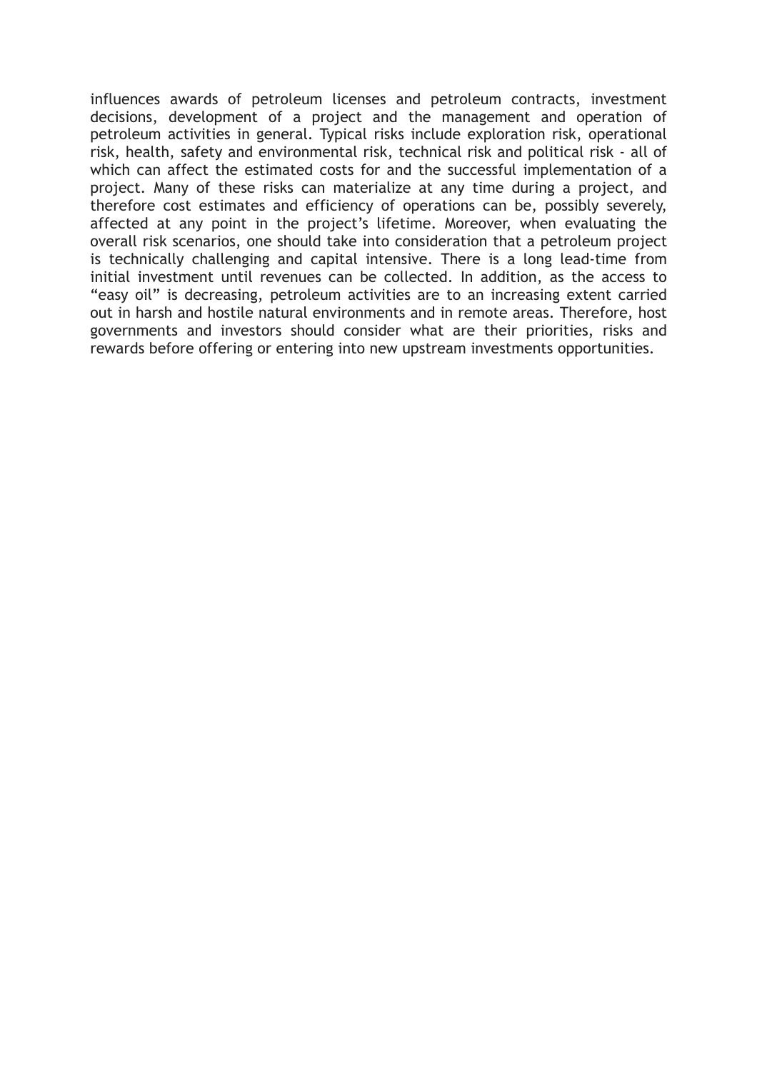influences awards of petroleum licenses and petroleum contracts, investment decisions, development of a project and the management and operation of petroleum activities in general. Typical risks include exploration risk, operational risk, health, safety and environmental risk, technical risk and political risk - all of which can affect the estimated costs for and the successful implementation of a project. Many of these risks can materialize at any time during a project, and therefore cost estimates and efficiency of operations can be, possibly severely, affected at any point in the project's lifetime. Moreover, when evaluating the overall risk scenarios, one should take into consideration that a petroleum project is technically challenging and capital intensive. There is a long lead-time from initial investment until revenues can be collected. In addition, as the access to "easy oil" is decreasing, petroleum activities are to an increasing extent carried out in harsh and hostile natural environments and in remote areas. Therefore, host governments and investors should consider what are their priorities, risks and rewards before offering or entering into new upstream investments opportunities.